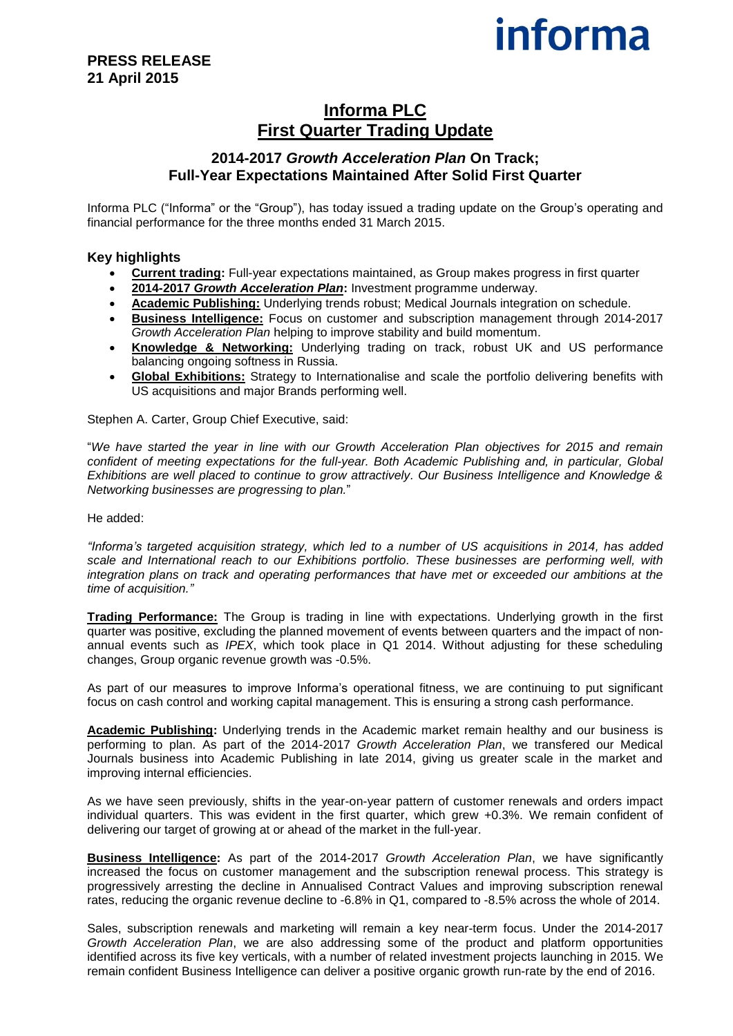**PRESS RELEASE**
**21 April 2015**

informa

# Informa PLC
# First Quarter Trading Update

## 2014-2017 *Growth Acceleration Plan* On Track; Full-Year Expectations Maintained After Solid First Quarter

Informa PLC ("Informa" or the "Group"), has today issued a trading update on the Group's operating and financial performance for the three months ended 31 March 2015.

### Key highlights

- **Current trading:** Full-year expectations maintained, as Group makes progress in first quarter
- **2014-2017 *Growth Acceleration Plan*:** Investment programme underway.
- **Academic Publishing:** Underlying trends robust; Medical Journals integration on schedule.
- **Business Intelligence:** Focus on customer and subscription management through 2014-2017 *Growth Acceleration Plan* helping to improve stability and build momentum.
- **Knowledge & Networking:** Underlying trading on track, robust UK and US performance balancing ongoing softness in Russia.
- **Global Exhibitions:** Strategy to Internationalise and scale the portfolio delivering benefits with US acquisitions and major Brands performing well.

Stephen A. Carter, Group Chief Executive, said:

"*We have started the year in line with our Growth Acceleration Plan objectives for 2015 and remain confident of meeting expectations for the full-year. Both Academic Publishing and, in particular, Global Exhibitions are well placed to continue to grow attractively. Our Business Intelligence and Knowledge & Networking businesses are progressing to plan.*"

He added:

*"Informa's targeted acquisition strategy, which led to a number of US acquisitions in 2014, has added scale and International reach to our Exhibitions portfolio. These businesses are performing well, with integration plans on track and operating performances that have met or exceeded our ambitions at the time of acquisition."*

**Trading Performance:** The Group is trading in line with expectations. Underlying growth in the first quarter was positive, excluding the planned movement of events between quarters and the impact of non-annual events such as *IPEX*, which took place in Q1 2014. Without adjusting for these scheduling changes, Group organic revenue growth was -0.5%.

As part of our measures to improve Informa's operational fitness, we are continuing to put significant focus on cash control and working capital management. This is ensuring a strong cash performance.

**Academic Publishing:** Underlying trends in the Academic market remain healthy and our business is performing to plan. As part of the 2014-2017 *Growth Acceleration Plan*, we transfered our Medical Journals business into Academic Publishing in late 2014, giving us greater scale in the market and improving internal efficiencies.

As we have seen previously, shifts in the year-on-year pattern of customer renewals and orders impact individual quarters. This was evident in the first quarter, which grew +0.3%. We remain confident of delivering our target of growing at or ahead of the market in the full-year.

**Business Intelligence:** As part of the 2014-2017 *Growth Acceleration Plan*, we have significantly increased the focus on customer management and the subscription renewal process. This strategy is progressively arresting the decline in Annualised Contract Values and improving subscription renewal rates, reducing the organic revenue decline to -6.8% in Q1, compared to -8.5% across the whole of 2014.

Sales, subscription renewals and marketing will remain a key near-term focus. Under the 2014-2017 *Growth Acceleration Plan*, we are also addressing some of the product and platform opportunities identified across its five key verticals, with a number of related investment projects launching in 2015. We remain confident Business Intelligence can deliver a positive organic growth run-rate by the end of 2016.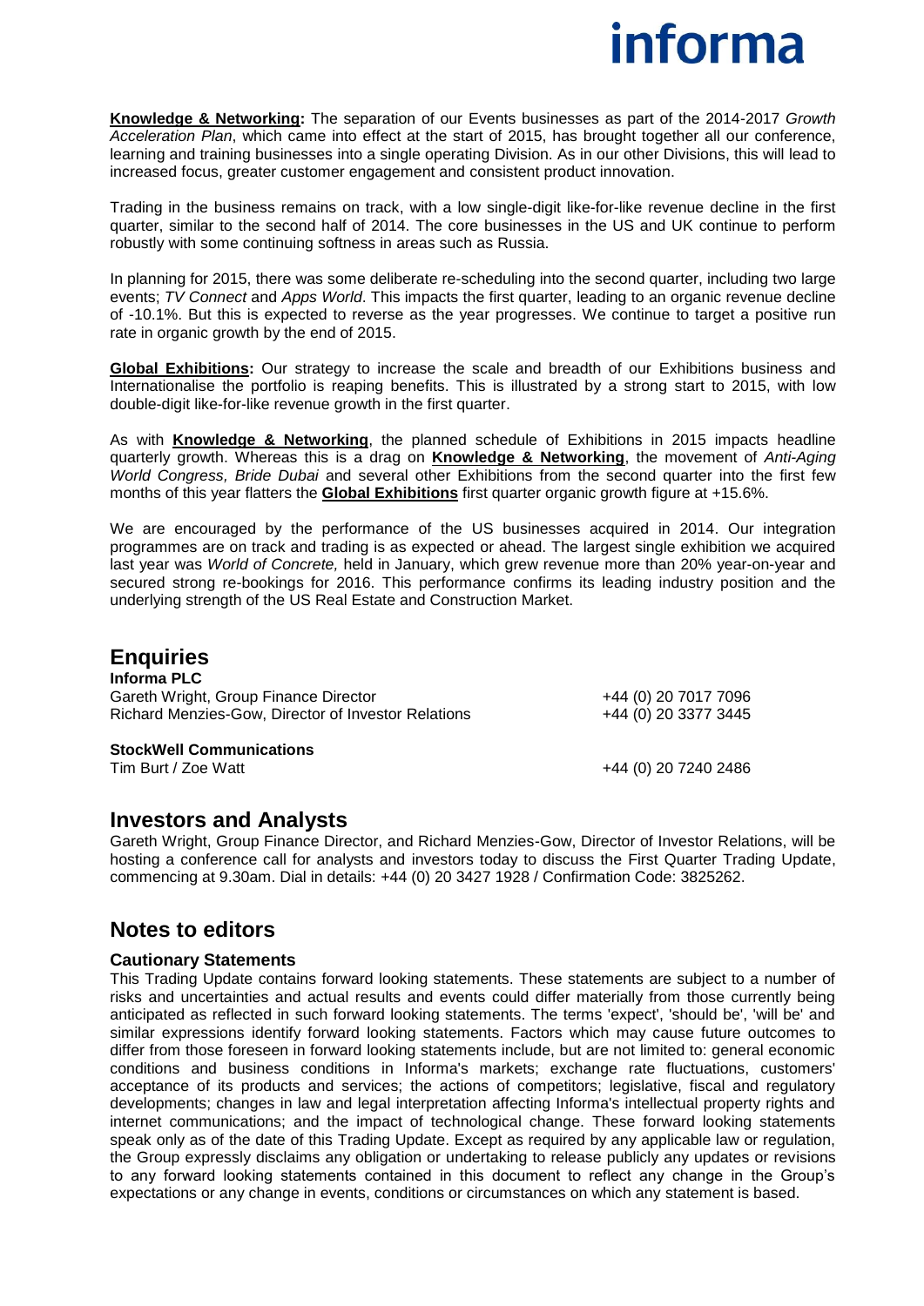**Knowledge & Networking:** The separation of our Events businesses as part of the 2014-2017 *Growth Acceleration Plan*, which came into effect at the start of 2015, has brought together all our conference, learning and training businesses into a single operating Division. As in our other Divisions, this will lead to increased focus, greater customer engagement and consistent product innovation.

Trading in the business remains on track, with a low single-digit like-for-like revenue decline in the first quarter, similar to the second half of 2014. The core businesses in the US and UK continue to perform robustly with some continuing softness in areas such as Russia.

In planning for 2015, there was some deliberate re-scheduling into the second quarter, including two large events; *TV Connect* and *Apps World*. This impacts the first quarter, leading to an organic revenue decline of -10.1%. But this is expected to reverse as the year progresses. We continue to target a positive run rate in organic growth by the end of 2015.

**Global Exhibitions:** Our strategy to increase the scale and breadth of our Exhibitions business and Internationalise the portfolio is reaping benefits. This is illustrated by a strong start to 2015, with low double-digit like-for-like revenue growth in the first quarter.

As with **Knowledge & Networking**, the planned schedule of Exhibitions in 2015 impacts headline quarterly growth. Whereas this is a drag on **Knowledge & Networking**, the movement of *Anti-Aging World Congress, Bride Dubai* and several other Exhibitions from the second quarter into the first few months of this year flatters the **Global Exhibitions** first quarter organic growth figure at +15.6%.

We are encouraged by the performance of the US businesses acquired in 2014. Our integration programmes are on track and trading is as expected or ahead. The largest single exhibition we acquired last year was *World of Concrete,* held in January, which grew revenue more than 20% year-on-year and secured strong re-bookings for 2016. This performance confirms its leading industry position and the underlying strength of the US Real Estate and Construction Market.

# Enquiries

**Informa PLC**

| | |
|---|---|
| Gareth Wright, Group Finance Director | +44 (0) 20 7017 7096 |
| Richard Menzies-Gow, Director of Investor Relations | +44 (0) 20 3377 3445 |

**StockWell Communications**

| | |
|---|---|
| Tim Burt / Zoe Watt | +44 (0) 20 7240 2486 |

# Investors and Analysts

Gareth Wright, Group Finance Director, and Richard Menzies-Gow, Director of Investor Relations, will be hosting a conference call for analysts and investors today to discuss the First Quarter Trading Update, commencing at 9.30am. Dial in details: +44 (0) 20 3427 1928 / Confirmation Code: 3825262.

# Notes to editors

### Cautionary Statements

This Trading Update contains forward looking statements. These statements are subject to a number of risks and uncertainties and actual results and events could differ materially from those currently being anticipated as reflected in such forward looking statements. The terms 'expect', 'should be', 'will be' and similar expressions identify forward looking statements. Factors which may cause future outcomes to differ from those foreseen in forward looking statements include, but are not limited to: general economic conditions and business conditions in Informa's markets; exchange rate fluctuations, customers' acceptance of its products and services; the actions of competitors; legislative, fiscal and regulatory developments; changes in law and legal interpretation affecting Informa's intellectual property rights and internet communications; and the impact of technological change. These forward looking statements speak only as of the date of this Trading Update. Except as required by any applicable law or regulation, the Group expressly disclaims any obligation or undertaking to release publicly any updates or revisions to any forward looking statements contained in this document to reflect any change in the Group's expectations or any change in events, conditions or circumstances on which any statement is based.